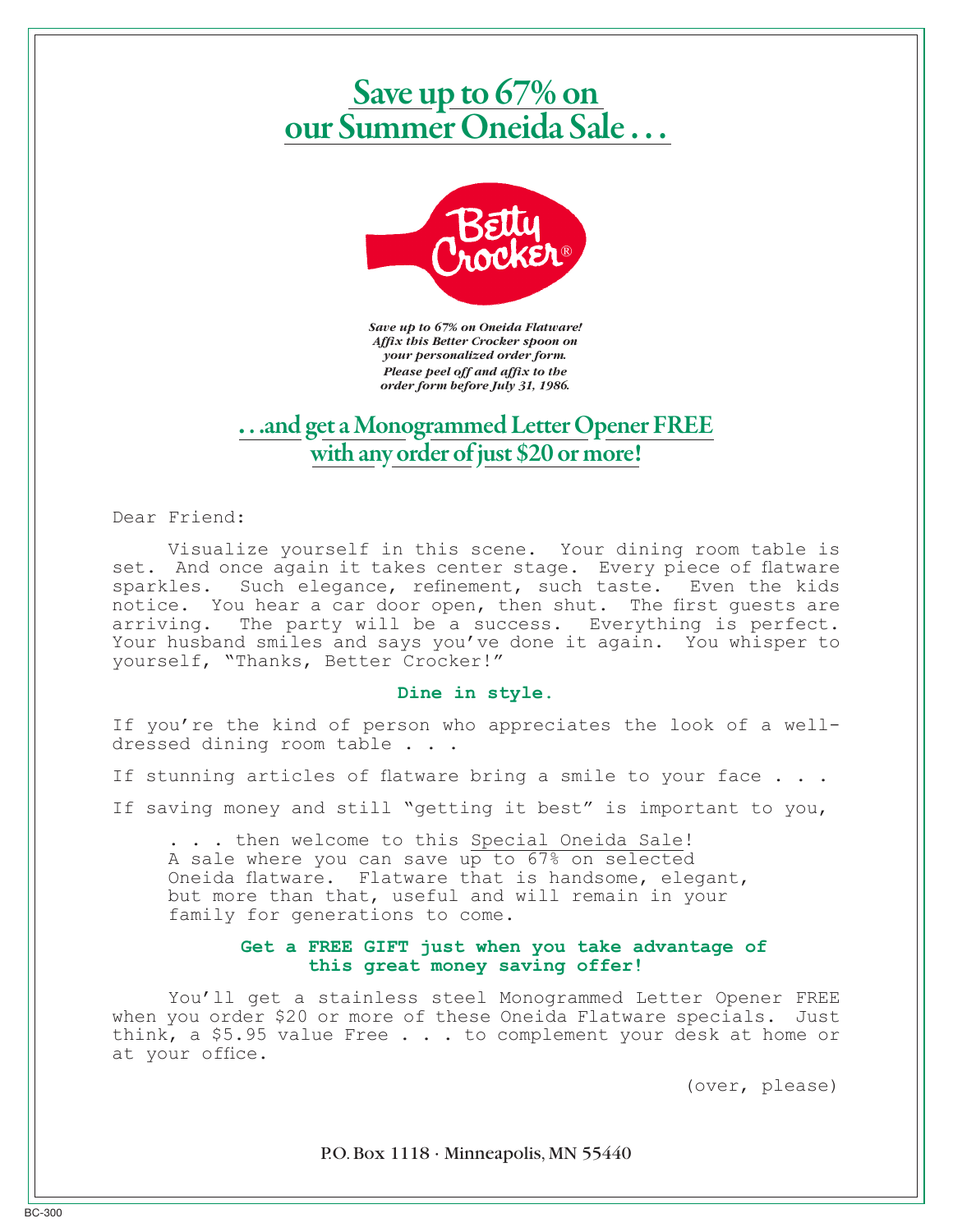# Save up to 67% on our Summer Oneida Sale . . .

Betty Crocker®

*Save up to 67% on Oneida Flatware! Affix this Better Crocker spoon on your personalized order form. Please peel off and affix to the order form before July 31, 1986.*

## . . .and get a Monogrammed Letter Opener FREE with any order of just $20 or more!

Dear Friend:

Visualize yourself in this scene. Your dining room table is set. And once again it takes center stage. Every piece of flatware sparkles. Such elegance, refinement, such taste. Even the kids notice. You hear a car door open, then shut. The first guests are arriving. The party will be a success. Everything is perfect. Your husband smiles and says you've done it again. You whisper to yourself, "Thanks, Better Crocker!"

**Dine in style.**

If you're the kind of person who appreciates the look of a well-dressed dining room table . . .

If stunning articles of flatware bring a smile to your face . . .

If saving money and still "getting it best" is important to you,

> . . . then welcome to this Special Oneida Sale! A sale where you can save up to 67% on selected Oneida flatware. Flatware that is handsome, elegant, but more than that, useful and will remain in your family for generations to come.

**Get a FREE GIFT just when you take advantage of this great money saving offer!**

You'll get a stainless steel Monogrammed Letter Opener FREE when you order $20 or more of these Oneida Flatware specials. Just think, a $5.95 value Free . . . to complement your desk at home or at your office.

(over, please)

P.O. Box 1118 · Minneapolis, MN 55440

BC-300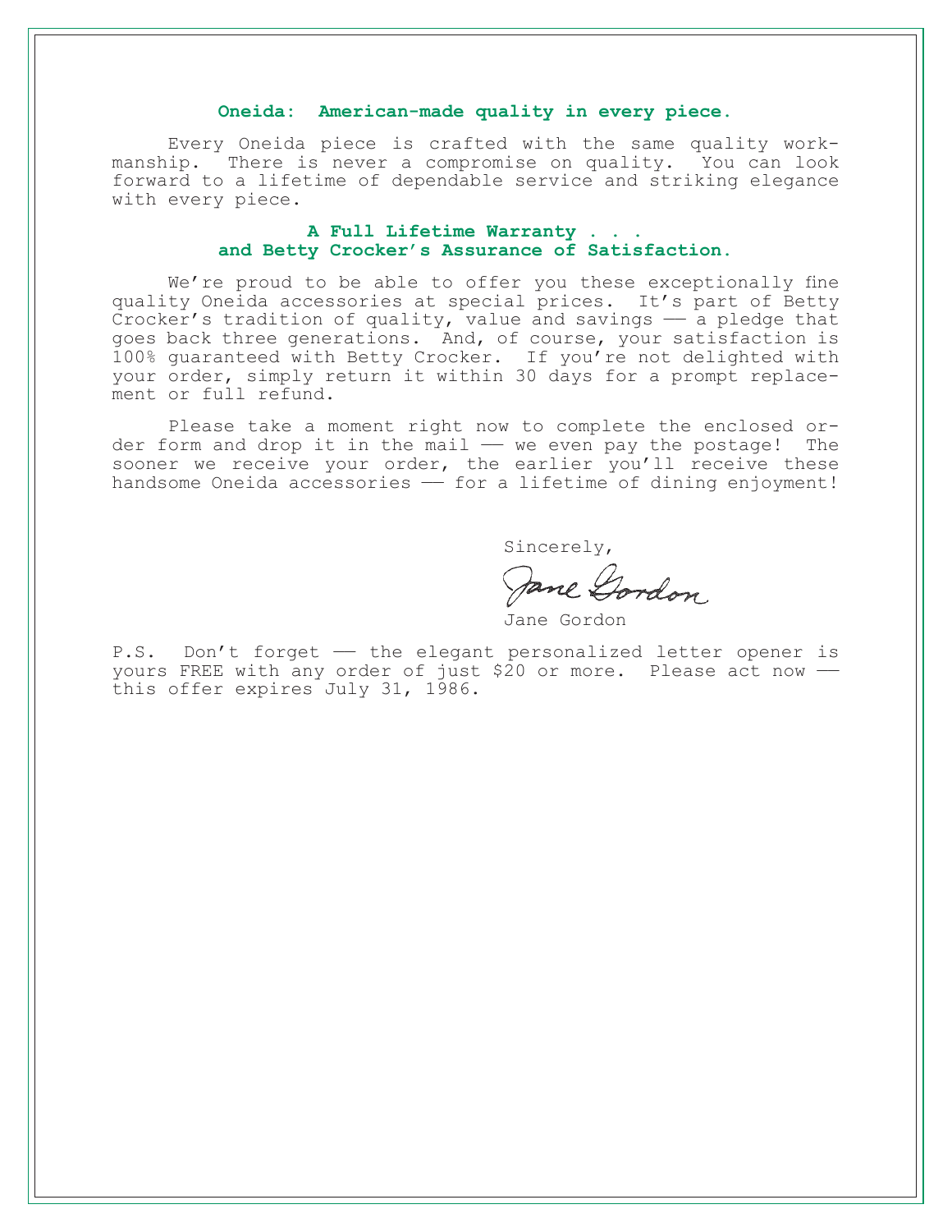**Oneida: American-made quality in every piece.**

Every Oneida piece is crafted with the same quality workmanship. There is never a compromise on quality. You can look forward to a lifetime of dependable service and striking elegance with every piece.

**A Full Lifetime Warranty . . .**
**and Betty Crocker's Assurance of Satisfaction.**

We're proud to be able to offer you these exceptionally fine quality Oneida accessories at special prices. It's part of Betty Crocker's tradition of quality, value and savings — a pledge that goes back three generations. And, of course, your satisfaction is 100% guaranteed with Betty Crocker. If you're not delighted with your order, simply return it within 30 days for a prompt replacement or full refund.

Please take a moment right now to complete the enclosed order form and drop it in the mail — we even pay the postage! The sooner we receive your order, the earlier you'll receive these handsome Oneida accessories — for a lifetime of dining enjoyment!

Sincerely,

Jane Gordon

Jane Gordon

P.S. Don't forget — the elegant personalized letter opener is yours FREE with any order of just $20 or more. Please act now — this offer expires July 31, 1986.